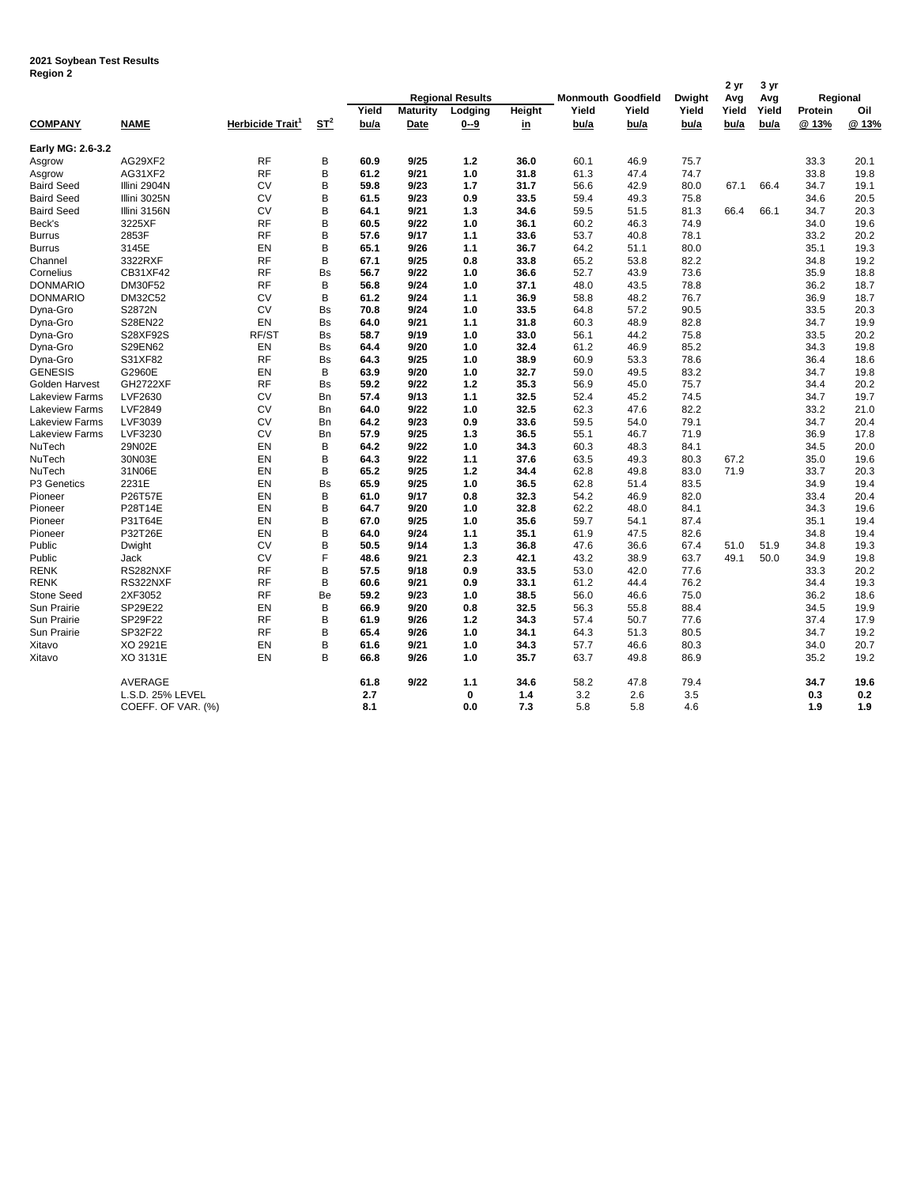**2021 Soybean Test Results**
**Region 2**

| COMPANY | NAME | Herbicide Trait[1] | ST[2] | Regional Results Yield bu/a | Maturity Date | Lodging 0--9 | Height in | Monmouth Yield bu/a | Goodfield Yield bu/a | Dwight Yield bu/a | 2 yr Avg Yield bu/a | 3 yr Avg Yield bu/a | Regional Protein @ 13% | Oil @ 13% |
|---|---|---|---|---|---|---|---|---|---|---|---|---|---|---|
| **Early MG: 2.6-3.2** | | | | | | | | | | | | | | |
| Asgrow | AG29XF2 | RF | B | **60.9** | **9/25** | **1.2** | **36.0** | 60.1 | 46.9 | 75.7 | | | 33.3 | 20.1 |
| Asgrow | AG31XF2 | RF | B | **61.2** | **9/21** | **1.0** | **31.8** | 61.3 | 47.4 | 74.7 | | | 33.8 | 19.8 |
| Baird Seed | Illini 2904N | CV | B | **59.8** | **9/23** | **1.7** | **31.7** | 56.6 | 42.9 | 80.0 | 67.1 | 66.4 | 34.7 | 19.1 |
| Baird Seed | Illini 3025N | CV | B | **61.5** | **9/23** | **0.9** | **33.5** | 59.4 | 49.3 | 75.8 | | | 34.6 | 20.5 |
| Baird Seed | Illini 3156N | CV | B | **64.1** | **9/21** | **1.3** | **34.6** | 59.5 | 51.5 | 81.3 | 66.4 | 66.1 | 34.7 | 20.3 |
| Beck's | 3225XF | RF | B | **60.5** | **9/22** | **1.0** | **36.1** | 60.2 | 46.3 | 74.9 | | | 34.0 | 19.6 |
| Burrus | 2853F | RF | B | **57.6** | **9/17** | **1.1** | **33.6** | 53.7 | 40.8 | 78.1 | | | 33.2 | 20.2 |
| Burrus | 3145E | EN | B | **65.1** | **9/26** | **1.1** | **36.7** | 64.2 | 51.1 | 80.0 | | | 35.1 | 19.3 |
| Channel | 3322RXF | RF | B | **67.1** | **9/25** | **0.8** | **33.8** | 65.2 | 53.8 | 82.2 | | | 34.8 | 19.2 |
| Cornelius | CB31XF42 | RF | Bs | **56.7** | **9/22** | **1.0** | **36.6** | 52.7 | 43.9 | 73.6 | | | 35.9 | 18.8 |
| DONMARIO | DM30F52 | RF | B | **56.8** | **9/24** | **1.0** | **37.1** | 48.0 | 43.5 | 78.8 | | | 36.2 | 18.7 |
| DONMARIO | DM32C52 | CV | B | **61.2** | **9/24** | **1.1** | **36.9** | 58.8 | 48.2 | 76.7 | | | 36.9 | 18.7 |
| Dyna-Gro | S2872N | CV | Bs | **70.8** | **9/24** | **1.0** | **33.5** | 64.8 | 57.2 | 90.5 | | | 33.5 | 20.3 |
| Dyna-Gro | S28EN22 | EN | Bs | **64.0** | **9/21** | **1.1** | **31.8** | 60.3 | 48.9 | 82.8 | | | 34.7 | 19.9 |
| Dyna-Gro | S28XF92S | RF/ST | Bs | **58.7** | **9/19** | **1.0** | **33.0** | 56.1 | 44.2 | 75.8 | | | 33.5 | 20.2 |
| Dyna-Gro | S29EN62 | EN | Bs | **64.4** | **9/20** | **1.0** | **32.4** | 61.2 | 46.9 | 85.2 | | | 34.3 | 19.8 |
| Dyna-Gro | S31XF82 | RF | Bs | **64.3** | **9/25** | **1.0** | **38.9** | 60.9 | 53.3 | 78.6 | | | 36.4 | 18.6 |
| GENESIS | G2960E | EN | B | **63.9** | **9/20** | **1.0** | **32.7** | 59.0 | 49.5 | 83.2 | | | 34.7 | 19.8 |
| Golden Harvest | GH2722XF | RF | Bs | **59.2** | **9/22** | **1.2** | **35.3** | 56.9 | 45.0 | 75.7 | | | 34.4 | 20.2 |
| Lakeview Farms | LVF2630 | CV | Bn | **57.4** | **9/13** | **1.1** | **32.5** | 52.4 | 45.2 | 74.5 | | | 34.7 | 19.7 |
| Lakeview Farms | LVF2849 | CV | Bn | **64.0** | **9/22** | **1.0** | **32.5** | 62.3 | 47.6 | 82.2 | | | 33.2 | 21.0 |
| Lakeview Farms | LVF3039 | CV | Bn | **64.2** | **9/23** | **0.9** | **33.6** | 59.5 | 54.0 | 79.1 | | | 34.7 | 20.4 |
| Lakeview Farms | LVF3230 | CV | Bn | **57.9** | **9/25** | **1.3** | **36.5** | 55.1 | 46.7 | 71.9 | | | 36.9 | 17.8 |
| NuTech | 29N02E | EN | B | **64.2** | **9/22** | **1.0** | **34.3** | 60.3 | 48.3 | 84.1 | | | 34.5 | 20.0 |
| NuTech | 30N03E | EN | B | **64.3** | **9/22** | **1.1** | **37.6** | 63.5 | 49.3 | 80.3 | 67.2 | | 35.0 | 19.6 |
| NuTech | 31N06E | EN | B | **65.2** | **9/25** | **1.2** | **34.4** | 62.8 | 49.8 | 83.0 | 71.9 | | 33.7 | 20.3 |
| P3 Genetics | 2231E | EN | Bs | **65.9** | **9/25** | **1.0** | **36.5** | 62.8 | 51.4 | 83.5 | | | 34.9 | 19.4 |
| Pioneer | P26T57E | EN | B | **61.0** | **9/17** | **0.8** | **32.3** | 54.2 | 46.9 | 82.0 | | | 33.4 | 20.4 |
| Pioneer | P28T14E | EN | B | **64.7** | **9/20** | **1.0** | **32.8** | 62.2 | 48.0 | 84.1 | | | 34.3 | 19.6 |
| Pioneer | P31T64E | EN | B | **67.0** | **9/25** | **1.0** | **35.6** | 59.7 | 54.1 | 87.4 | | | 35.1 | 19.4 |
| Pioneer | P32T26E | EN | B | **64.0** | **9/24** | **1.1** | **35.1** | 61.9 | 47.5 | 82.6 | | | 34.8 | 19.4 |
| Public | Dwight | CV | B | **50.5** | **9/14** | **1.3** | **36.8** | 47.6 | 36.6 | 67.4 | 51.0 | 51.9 | 34.8 | 19.3 |
| Public | Jack | CV | F | **48.6** | **9/21** | **2.3** | **42.1** | 43.2 | 38.9 | 63.7 | 49.1 | 50.0 | 34.9 | 19.8 |
| RENK | RS282NXF | RF | B | **57.5** | **9/18** | **0.9** | **33.5** | 53.0 | 42.0 | 77.6 | | | 33.3 | 20.2 |
| RENK | RS322NXF | RF | B | **60.6** | **9/21** | **0.9** | **33.1** | 61.2 | 44.4 | 76.2 | | | 34.4 | 19.3 |
| Stone Seed | 2XF3052 | RF | Be | **59.2** | **9/23** | **1.0** | **38.5** | 56.0 | 46.6 | 75.0 | | | 36.2 | 18.6 |
| Sun Prairie | SP29E22 | EN | B | **66.9** | **9/20** | **0.8** | **32.5** | 56.3 | 55.8 | 88.4 | | | 34.5 | 19.9 |
| Sun Prairie | SP29F22 | RF | B | **61.9** | **9/26** | **1.2** | **34.3** | 57.4 | 50.7 | 77.6 | | | 37.4 | 17.9 |
| Sun Prairie | SP32F22 | RF | B | **65.4** | **9/26** | **1.0** | **34.1** | 64.3 | 51.3 | 80.5 | | | 34.7 | 19.2 |
| Xitavo | XO 2921E | EN | B | **61.6** | **9/21** | **1.0** | **34.3** | 57.7 | 46.6 | 80.3 | | | 34.0 | 20.7 |
| Xitavo | XO 3131E | EN | B | **66.8** | **9/26** | **1.0** | **35.7** | 63.7 | 49.8 | 86.9 | | | 35.2 | 19.2 |
| | AVERAGE | | | **61.8** | **9/22** | **1.1** | **34.6** | 58.2 | 47.8 | 79.4 | | | **34.7** | **19.6** |
| | L.S.D. 25% LEVEL | | | **2.7** | | **0** | **1.4** | 3.2 | 2.6 | 3.5 | | | **0.3** | **0.2** |
| | COEFF. OF VAR. (%) | | | **8.1** | | **0.0** | **7.3** | 5.8 | 5.8 | 4.6 | | | **1.9** | **1.9** |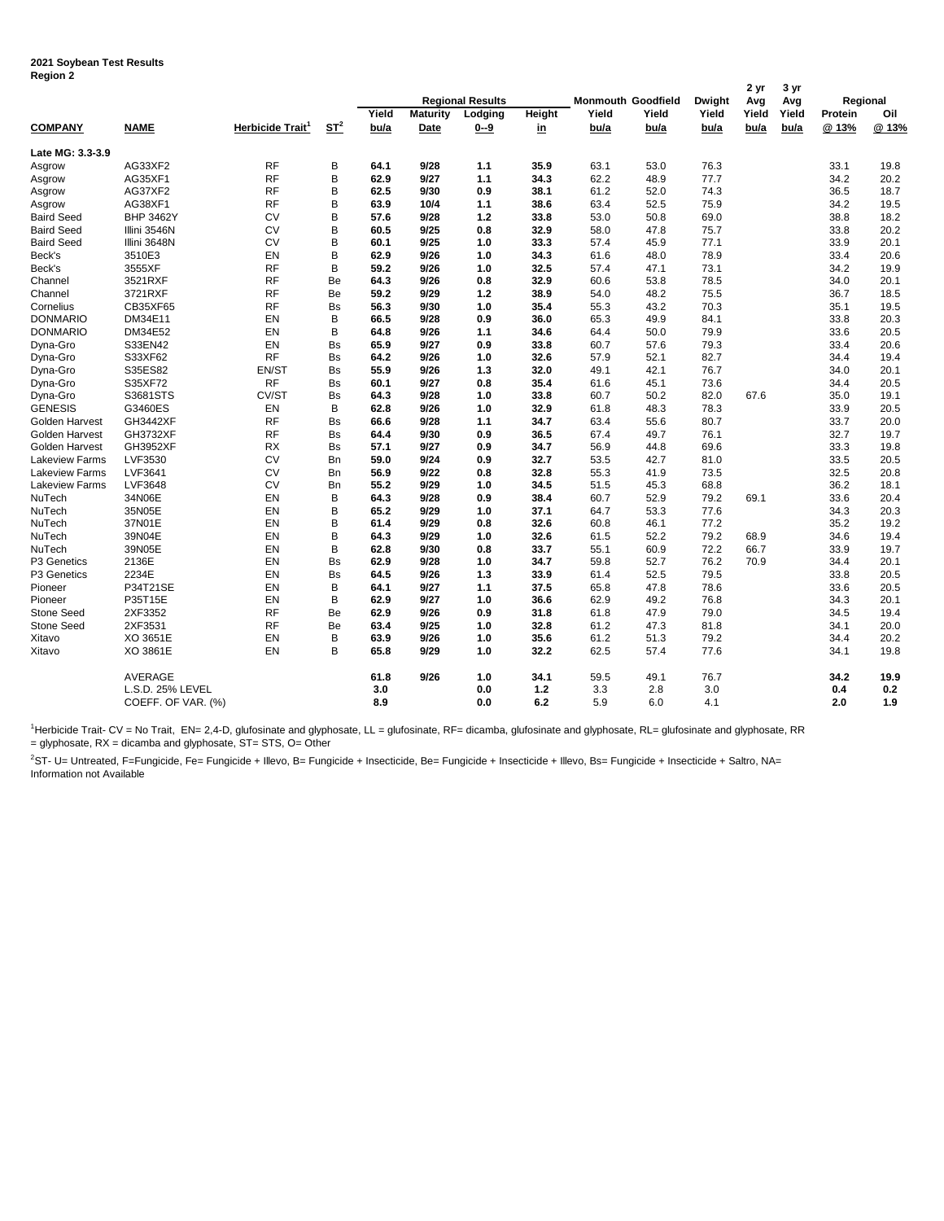**2021 Soybean Test Results**
**Region 2**

| COMPANY | NAME | Herbicide Trait[1] | ST[2] | Regional Results Yield bu/a | Regional Results Maturity Date | Regional Results Lodging 0--9 | Regional Results Height in | Monmouth Yield bu/a | Goodfield Yield bu/a | Dwight Yield bu/a | 2 yr Avg Yield bu/a | 3 yr Avg Yield bu/a | Regional Protein @ 13% | Regional Oil @ 13% |
|---|---|---|---|---|---|---|---|---|---|---|---|---|---|---|
| **Late MG: 3.3-3.9** | | | | | | | | | | | | | | |
| Asgrow | AG33XF2 | RF | B | **64.1** | **9/28** | **1.1** | **35.9** | 63.1 | 53.0 | 76.3 | | | 33.1 | 19.8 |
| Asgrow | AG35XF1 | RF | B | **62.9** | **9/27** | **1.1** | **34.3** | 62.2 | 48.9 | 77.7 | | | 34.2 | 20.2 |
| Asgrow | AG37XF2 | RF | B | **62.5** | **9/30** | **0.9** | **38.1** | 61.2 | 52.0 | 74.3 | | | 36.5 | 18.7 |
| Asgrow | AG38XF1 | RF | B | **63.9** | **10/4** | **1.1** | **38.6** | 63.4 | 52.5 | 75.9 | | | 34.2 | 19.5 |
| Baird Seed | BHP 3462Y | CV | B | **57.6** | **9/28** | **1.2** | **33.8** | 53.0 | 50.8 | 69.0 | | | 38.8 | 18.2 |
| Baird Seed | Illini 3546N | CV | B | **60.5** | **9/25** | **0.8** | **32.9** | 58.0 | 47.8 | 75.7 | | | 33.8 | 20.2 |
| Baird Seed | Illini 3648N | CV | B | **60.1** | **9/25** | **1.0** | **33.3** | 57.4 | 45.9 | 77.1 | | | 33.9 | 20.1 |
| Beck's | 3510E3 | EN | B | **62.9** | **9/26** | **1.0** | **34.3** | 61.6 | 48.0 | 78.9 | | | 33.4 | 20.6 |
| Beck's | 3555XF | RF | B | **59.2** | **9/26** | **1.0** | **32.5** | 57.4 | 47.1 | 73.1 | | | 34.2 | 19.9 |
| Channel | 3521RXF | RF | Be | **64.3** | **9/26** | **0.8** | **32.9** | 60.6 | 53.8 | 78.5 | | | 34.0 | 20.1 |
| Channel | 3721RXF | RF | Be | **59.2** | **9/29** | **1.2** | **38.9** | 54.0 | 48.2 | 75.5 | | | 36.7 | 18.5 |
| Cornelius | CB35XF65 | RF | Bs | **56.3** | **9/30** | **1.0** | **35.4** | 55.3 | 43.2 | 70.3 | | | 35.1 | 19.5 |
| DONMARIO | DM34E11 | EN | B | **66.5** | **9/28** | **0.9** | **36.0** | 65.3 | 49.9 | 84.1 | | | 33.8 | 20.3 |
| DONMARIO | DM34E52 | EN | B | **64.8** | **9/26** | **1.1** | **34.6** | 64.4 | 50.0 | 79.9 | | | 33.6 | 20.5 |
| Dyna-Gro | S33EN42 | EN | Bs | **65.9** | **9/27** | **0.9** | **33.8** | 60.7 | 57.6 | 79.3 | | | 33.4 | 20.6 |
| Dyna-Gro | S33XF62 | RF | Bs | **64.2** | **9/26** | **1.0** | **32.6** | 57.9 | 52.1 | 82.7 | | | 34.4 | 19.4 |
| Dyna-Gro | S35ES82 | EN/ST | Bs | **55.9** | **9/26** | **1.3** | **32.0** | 49.1 | 42.1 | 76.7 | | | 34.0 | 20.1 |
| Dyna-Gro | S35XF72 | RF | Bs | **60.1** | **9/27** | **0.8** | **35.4** | 61.6 | 45.1 | 73.6 | | | 34.4 | 20.5 |
| Dyna-Gro | S3681STS | CV/ST | Bs | **64.3** | **9/28** | **1.0** | **33.8** | 60.7 | 50.2 | 82.0 | 67.6 | | 35.0 | 19.1 |
| GENESIS | G3460ES | EN | B | **62.8** | **9/26** | **1.0** | **32.9** | 61.8 | 48.3 | 78.3 | | | 33.9 | 20.5 |
| Golden Harvest | GH3442XF | RF | Bs | **66.6** | **9/28** | **1.1** | **34.7** | 63.4 | 55.6 | 80.7 | | | 33.7 | 20.0 |
| Golden Harvest | GH3732XF | RF | Bs | **64.4** | **9/30** | **0.9** | **36.5** | 67.4 | 49.7 | 76.1 | | | 32.7 | 19.7 |
| Golden Harvest | GH3952XF | RX | Bs | **57.1** | **9/27** | **0.9** | **34.7** | 56.9 | 44.8 | 69.6 | | | 33.3 | 19.8 |
| Lakeview Farms | LVF3530 | CV | Bn | **59.0** | **9/24** | **0.9** | **32.7** | 53.5 | 42.7 | 81.0 | | | 33.5 | 20.5 |
| Lakeview Farms | LVF3641 | CV | Bn | **56.9** | **9/22** | **0.8** | **32.8** | 55.3 | 41.9 | 73.5 | | | 32.5 | 20.8 |
| Lakeview Farms | LVF3648 | CV | Bn | **55.2** | **9/29** | **1.0** | **34.5** | 51.5 | 45.3 | 68.8 | | | 36.2 | 18.1 |
| NuTech | 34N06E | EN | B | **64.3** | **9/28** | **0.9** | **38.4** | 60.7 | 52.9 | 79.2 | 69.1 | | 33.6 | 20.4 |
| NuTech | 35N05E | EN | B | **65.2** | **9/29** | **1.0** | **37.1** | 64.7 | 53.3 | 77.6 | | | 34.3 | 20.3 |
| NuTech | 37N01E | EN | B | **61.4** | **9/29** | **0.8** | **32.6** | 60.8 | 46.1 | 77.2 | | | 35.2 | 19.2 |
| NuTech | 39N04E | EN | B | **64.3** | **9/29** | **1.0** | **32.6** | 61.5 | 52.2 | 79.2 | 68.9 | | 34.6 | 19.4 |
| NuTech | 39N05E | EN | B | **62.8** | **9/30** | **0.8** | **33.7** | 55.1 | 60.9 | 72.2 | 66.7 | | 33.9 | 19.7 |
| P3 Genetics | 2136E | EN | Bs | **62.9** | **9/28** | **1.0** | **34.7** | 59.8 | 52.7 | 76.2 | 70.9 | | 34.4 | 20.1 |
| P3 Genetics | 2234E | EN | Bs | **64.5** | **9/26** | **1.3** | **33.9** | 61.4 | 52.5 | 79.5 | | | 33.8 | 20.5 |
| Pioneer | P34T21SE | EN | B | **64.1** | **9/27** | **1.1** | **37.5** | 65.8 | 47.8 | 78.6 | | | 33.6 | 20.5 |
| Pioneer | P35T15E | EN | B | **62.9** | **9/27** | **1.0** | **36.6** | 62.9 | 49.2 | 76.8 | | | 34.3 | 20.1 |
| Stone Seed | 2XF3352 | RF | Be | **62.9** | **9/26** | **0.9** | **31.8** | 61.8 | 47.9 | 79.0 | | | 34.5 | 19.4 |
| Stone Seed | 2XF3531 | RF | Be | **63.4** | **9/25** | **1.0** | **32.8** | 61.2 | 47.3 | 81.8 | | | 34.1 | 20.0 |
| Xitavo | XO 3651E | EN | B | **63.9** | **9/26** | **1.0** | **35.6** | 61.2 | 51.3 | 79.2 | | | 34.4 | 20.2 |
| Xitavo | XO 3861E | EN | B | **65.8** | **9/29** | **1.0** | **32.2** | 62.5 | 57.4 | 77.6 | | | 34.1 | 19.8 |
| | AVERAGE | | | **61.8** | **9/26** | **1.0** | **34.1** | 59.5 | 49.1 | 76.7 | | | **34.2** | **19.9** |
| | L.S.D. 25% LEVEL | | | **3.0** | | **0.0** | **1.2** | 3.3 | 2.8 | 3.0 | | | **0.4** | **0.2** |
| | COEFF. OF VAR. (%) | | | **8.9** | | **0.0** | **6.2** | 5.9 | 6.0 | 4.1 | | | **2.0** | **1.9** |

[1]Herbicide Trait- CV = No Trait, EN= 2,4-D, glufosinate and glyphosate, LL = glufosinate, RF= dicamba, glufosinate and glyphosate, RL= glufosinate and glyphosate, RR = glyphosate, RX = dicamba and glyphosate, ST= STS, O= Other

[2]ST- U= Untreated, F=Fungicide, Fe= Fungicide + Illevo, B= Fungicide + Insecticide, Be= Fungicide + Insecticide + Illevo, Bs= Fungicide + Insecticide + Saltro, NA= Information not Available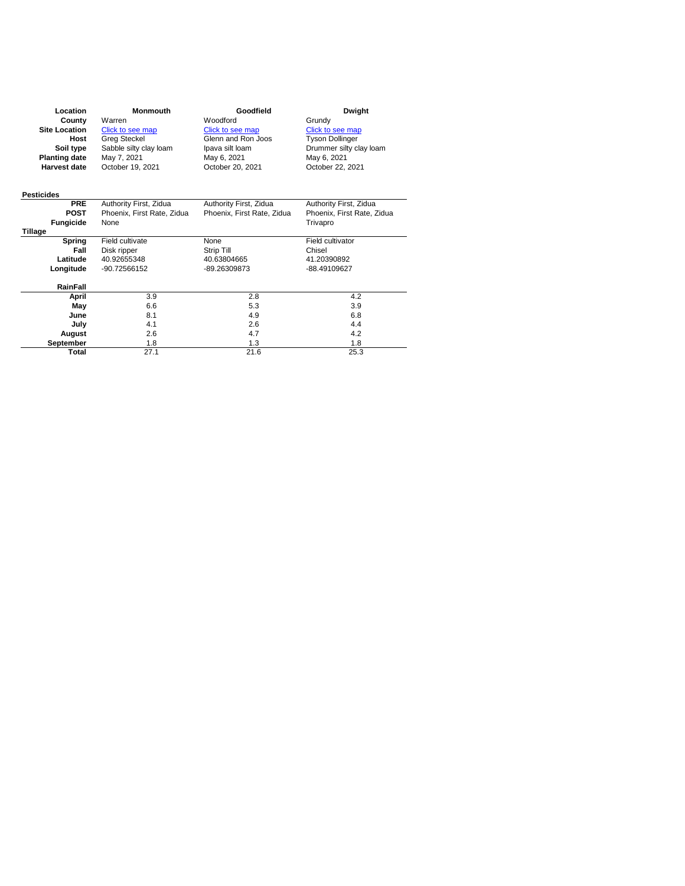| Location | Monmouth | Goodfield | Dwight |
|---|---|---|---|
| **County** | Warren | Woodford | Grundy |
| **Site Location** | Click to see map | Click to see map | Click to see map |
| **Host** | Greg Steckel | Glenn and Ron Joos | Tyson Dollinger |
| **Soil type** | Sabble silty clay loam | Ipava silt loam | Drummer silty clay loam |
| **Planting date** | May 7, 2021 | May 6, 2021 | May 6, 2021 |
| **Harvest date** | October 19, 2021 | October 20, 2021 | October 22, 2021 |
| **Pesticides** | | | |
| **PRE** | Authority First, Zidua | Authority First, Zidua | Authority First, Zidua |
| **POST** | Phoenix, First Rate, Zidua | Phoenix, First Rate, Zidua | Phoenix, First Rate, Zidua |
| **Fungicide** | None | | Trivapro |
| **Tillage** | | | |
| **Spring** | Field cultivate | None | Field cultivator |
| **Fall** | Disk ripper | Strip Till | Chisel |
| **Latitude** | 40.92655348 | 40.63804665 | 41.20390892 |
| **Longitude** | -90.72566152 | -89.26309873 | -88.49109627 |
| **RainFall** | | | |
| **April** | 3.9 | 2.8 | 4.2 |
| **May** | 6.6 | 5.3 | 3.9 |
| **June** | 8.1 | 4.9 | 6.8 |
| **July** | 4.1 | 2.6 | 4.4 |
| **August** | 2.6 | 4.7 | 4.2 |
| **September** | 1.8 | 1.3 | 1.8 |
| **Total** | 27.1 | 21.6 | 25.3 |